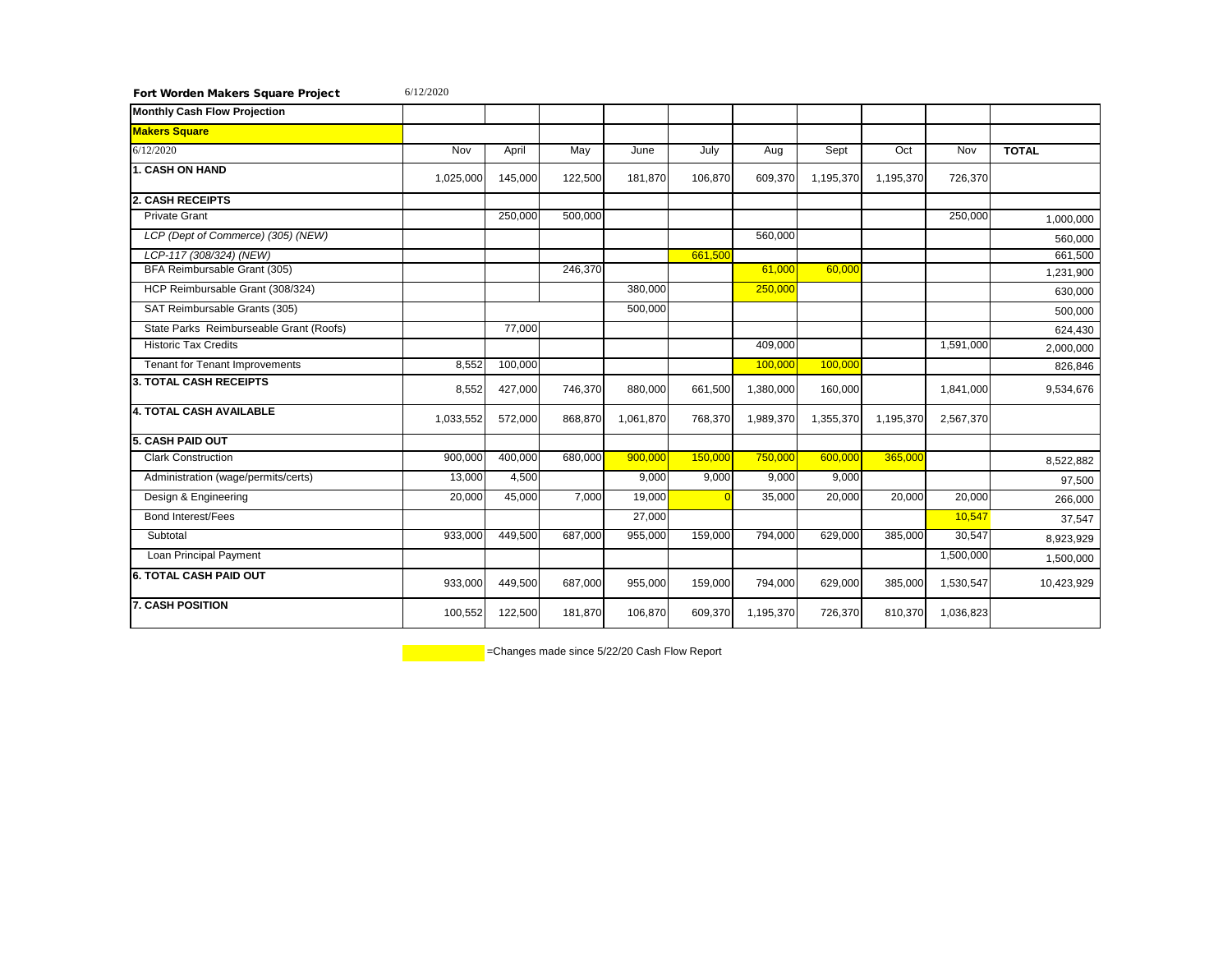**Fort Worden Makers Square Project** 6/12/2020

| Monthly Cash Flow Projection | | | | | | | | | | |
|---|---|---|---|---|---|---|---|---|---|---|
| **Makers Square** | | | | | | | | | | |
| 6/12/2020 | Nov | April | May | June | July | Aug | Sept | Oct | Nov | **TOTAL** |
| **1. CASH ON HAND** | 1,025,000 | 145,000 | 122,500 | 181,870 | 106,870 | 609,370 | 1,195,370 | 1,195,370 | 726,370 | |
| **2. CASH RECEIPTS** | | | | | | | | | | |
| Private Grant | | 250,000 | 500,000 | | | | | | 250,000 | 1,000,000 |
| *LCP (Dept of Commerce) (305) (NEW)* | | | | | | 560,000 | | | | 560,000 |
| *LCP-117 (308/324) (NEW)* | | | | | 661,500 | | | | | 661,500 |
| BFA Reimbursable Grant (305) | | | 246,370 | | | 61,000 | 60,000 | | | 1,231,900 |
| HCP Reimbursable Grant (308/324) | | | | 380,000 | | 250,000 | | | | 630,000 |
| SAT Reimbursable Grants (305) | | | | 500,000 | | | | | | 500,000 |
| State Parks Reimburseable Grant (Roofs) | | 77,000 | | | | | | | | 624,430 |
| Historic Tax Credits | | | | | | 409,000 | | | 1,591,000 | 2,000,000 |
| Tenant for Tenant Improvements | 8,552 | 100,000 | | | | 100,000 | 100,000 | | | 826,846 |
| **3. TOTAL CASH RECEIPTS** | 8,552 | 427,000 | 746,370 | 880,000 | 661,500 | 1,380,000 | 160,000 | | 1,841,000 | 9,534,676 |
| **4. TOTAL CASH AVAILABLE** | 1,033,552 | 572,000 | 868,870 | 1,061,870 | 768,370 | 1,989,370 | 1,355,370 | 1,195,370 | 2,567,370 | |
| **5. CASH PAID OUT** | | | | | | | | | | |
| Clark Construction | 900,000 | 400,000 | 680,000 | 900,000 | 150,000 | 750,000 | 600,000 | 365,000 | | 8,522,882 |
| Administration (wage/permits/certs) | 13,000 | 4,500 | | 9,000 | 9,000 | 9,000 | 9,000 | | | 97,500 |
| Design & Engineering | 20,000 | 45,000 | 7,000 | 19,000 | 0 | 35,000 | 20,000 | 20,000 | 20,000 | 266,000 |
| Bond Interest/Fees | | | | 27,000 | | | | | 10,547 | 37,547 |
| Subtotal | 933,000 | 449,500 | 687,000 | 955,000 | 159,000 | 794,000 | 629,000 | 385,000 | 30,547 | 8,923,929 |
| Loan Principal Payment | | | | | | | | | 1,500,000 | 1,500,000 |
| **6. TOTAL CASH PAID OUT** | 933,000 | 449,500 | 687,000 | 955,000 | 159,000 | 794,000 | 629,000 | 385,000 | 1,530,547 | 10,423,929 |
| **7. CASH POSITION** | 100,552 | 122,500 | 181,870 | 106,870 | 609,370 | 1,195,370 | 726,370 | 810,370 | 1,036,823 | |

=Changes made since 5/22/20 Cash Flow Report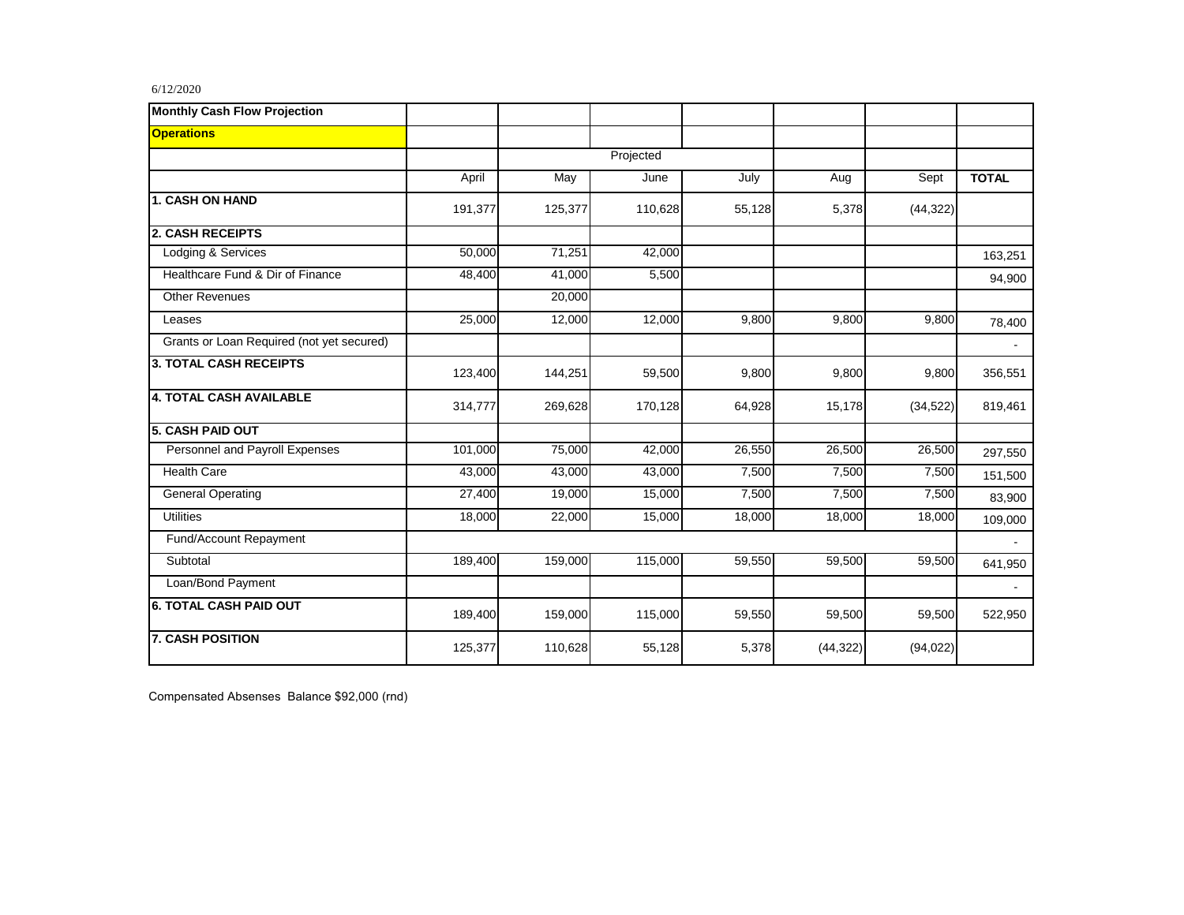6/12/2020

| Monthly Cash Flow Projection | | | | | | | |
|---|---|---|---|---|---|---|---|
| **Operations** | | | | | | | |
| | | | Projected | | | | |
| | April | May | June | July | Aug | Sept | **TOTAL** |
| **1. CASH ON HAND** | 191,377 | 125,377 | 110,628 | 55,128 | 5,378 | (44,322) | |
| **2. CASH RECEIPTS** | | | | | | | |
| Lodging & Services | 50,000 | 71,251 | 42,000 | | | | 163,251 |
| Healthcare Fund & Dir of Finance | 48,400 | 41,000 | 5,500 | | | | 94,900 |
| Other Revenues | | 20,000 | | | | | |
| Leases | 25,000 | 12,000 | 12,000 | 9,800 | 9,800 | 9,800 | 78,400 |
| Grants or Loan Required (not yet secured) | | | | | | | - |
| **3. TOTAL CASH RECEIPTS** | 123,400 | 144,251 | 59,500 | 9,800 | 9,800 | 9,800 | 356,551 |
| **4. TOTAL CASH AVAILABLE** | 314,777 | 269,628 | 170,128 | 64,928 | 15,178 | (34,522) | 819,461 |
| **5. CASH PAID OUT** | | | | | | | |
| Personnel and Payroll Expenses | 101,000 | 75,000 | 42,000 | 26,550 | 26,500 | 26,500 | 297,550 |
| Health Care | 43,000 | 43,000 | 43,000 | 7,500 | 7,500 | 7,500 | 151,500 |
| General Operating | 27,400 | 19,000 | 15,000 | 7,500 | 7,500 | 7,500 | 83,900 |
| Utilities | 18,000 | 22,000 | 15,000 | 18,000 | 18,000 | 18,000 | 109,000 |
| Fund/Account Repayment | | | | | | | - |
| Subtotal | 189,400 | 159,000 | 115,000 | 59,550 | 59,500 | 59,500 | 641,950 |
| Loan/Bond Payment | | | | | | | - |
| **6. TOTAL CASH PAID OUT** | 189,400 | 159,000 | 115,000 | 59,550 | 59,500 | 59,500 | 522,950 |
| **7. CASH POSITION** | 125,377 | 110,628 | 55,128 | 5,378 | (44,322) | (94,022) | |

Compensated Absenses Balance $92,000 (rnd)